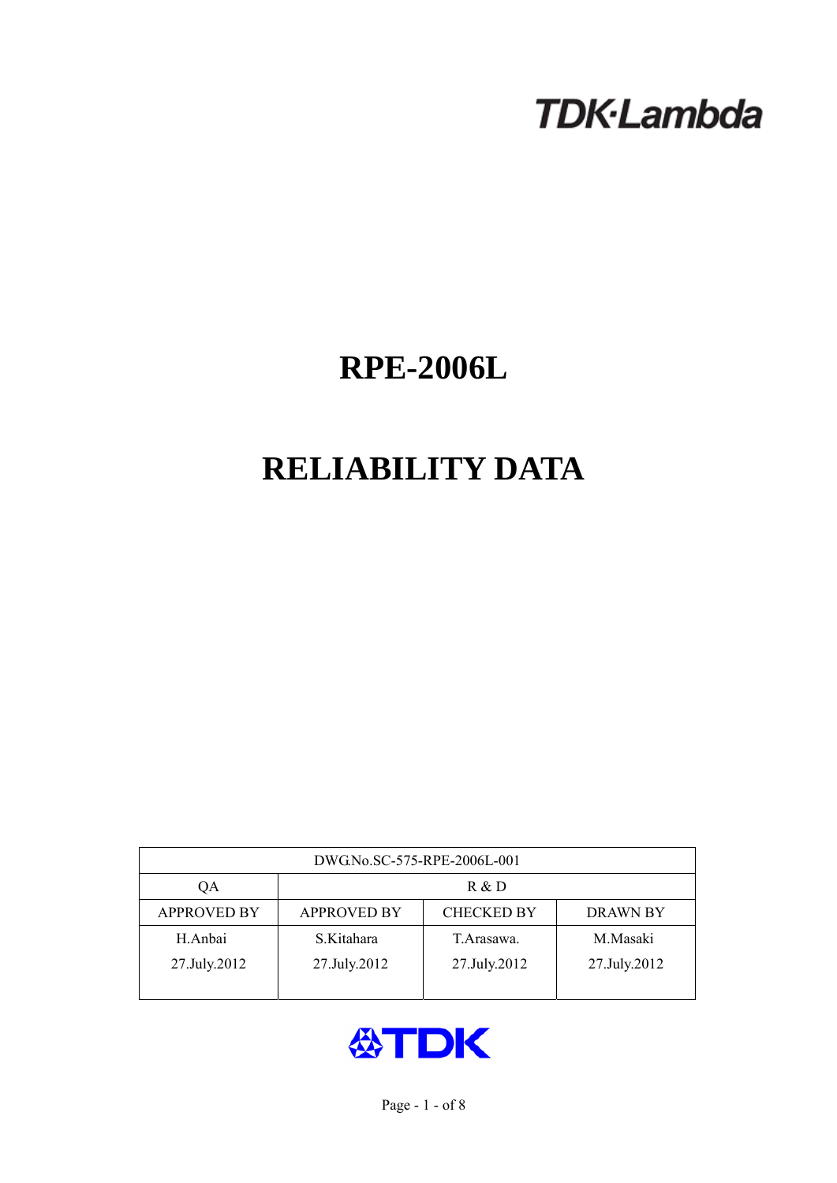TDK·Lambda

# RPE-2006L

# RELIABILITY DATA

| DWG.No.SC-575-RPE-2006L-001 | | | |
|---|---|---|---|
| QA | R & D | | |
| APPROVED BY | APPROVED BY | CHECKED BY | DRAWN BY |
| H.Anbai<br>27.July.2012 | S.Kitahara<br>27.July.2012 | T.Arasawa.<br>27.July.2012 | M.Masaki<br>27.July.2012 |

TDK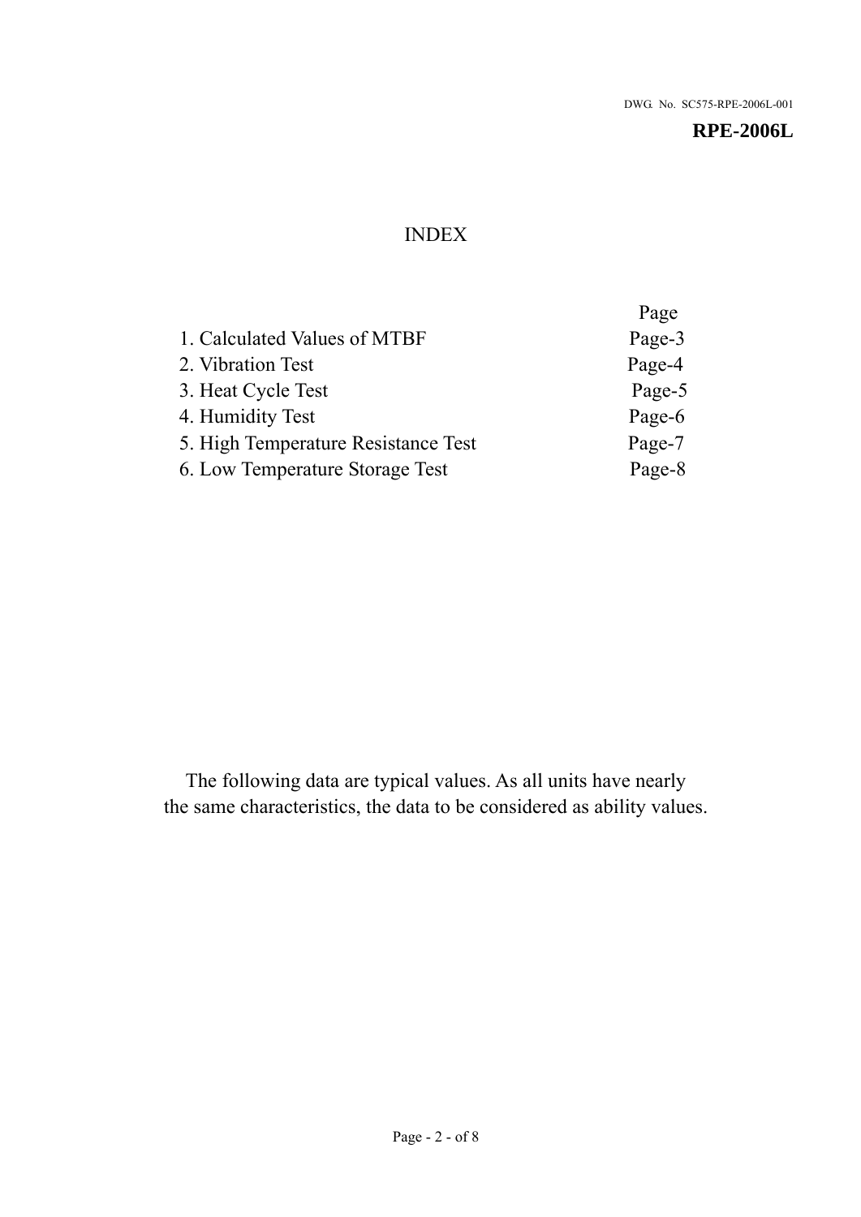DWG. No. SC575-RPE-2006L-001

**RPE-2006L**

# INDEX

| | Page |
|---|---|
| 1. Calculated Values of MTBF | Page-3 |
| 2. Vibration Test | Page-4 |
| 3. Heat Cycle Test | Page-5 |
| 4. Humidity Test | Page-6 |
| 5. High Temperature Resistance Test | Page-7 |
| 6. Low Temperature Storage Test | Page-8 |

The following data are typical values. As all units have nearly the same characteristics, the data to be considered as ability values.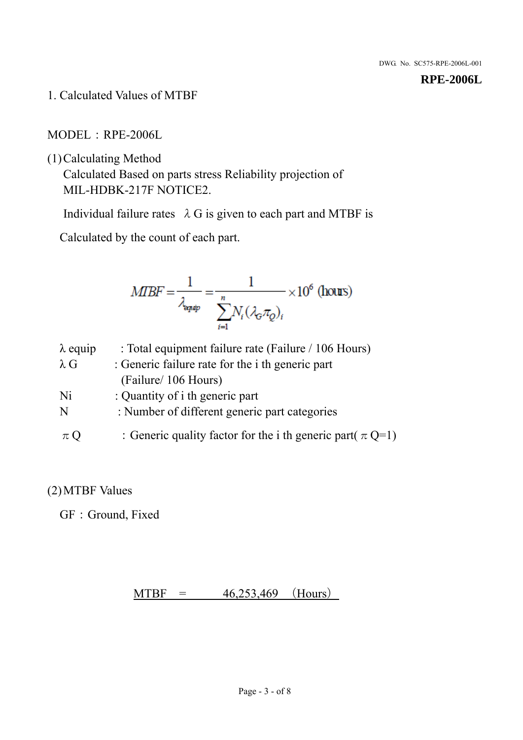1. Calculated Values of MTBF

MODEL：RPE-2006L

(1) Calculating Method

Calculated Based on parts stress Reliability projection of MIL-HDBK-217F NOTICE2.

Individual failure rates　λG is given to each part and MTBF is

Calculated by the count of each part.

$$MTBF = \frac{1}{\lambda_{equip}} = \frac{1}{\sum_{i=1}^{n} N_i(\lambda_G \pi_Q)_i} \times 10^6 \text{ (hours)}$$

| | |
|---|---|
| λ equip | : Total equipment failure rate (Failure / 106 Hours) |
| λ G | : Generic failure rate for the i th generic part (Failure/ 106 Hours) |
| Ni | : Quantity of i th generic part |
| N | : Number of different generic part categories |
| π Q | ：Generic quality factor for the i th generic part( π Q=1) |

(2) MTBF Values

GF：Ground, Fixed

MTBF　=　　　46,253,469　(Hours)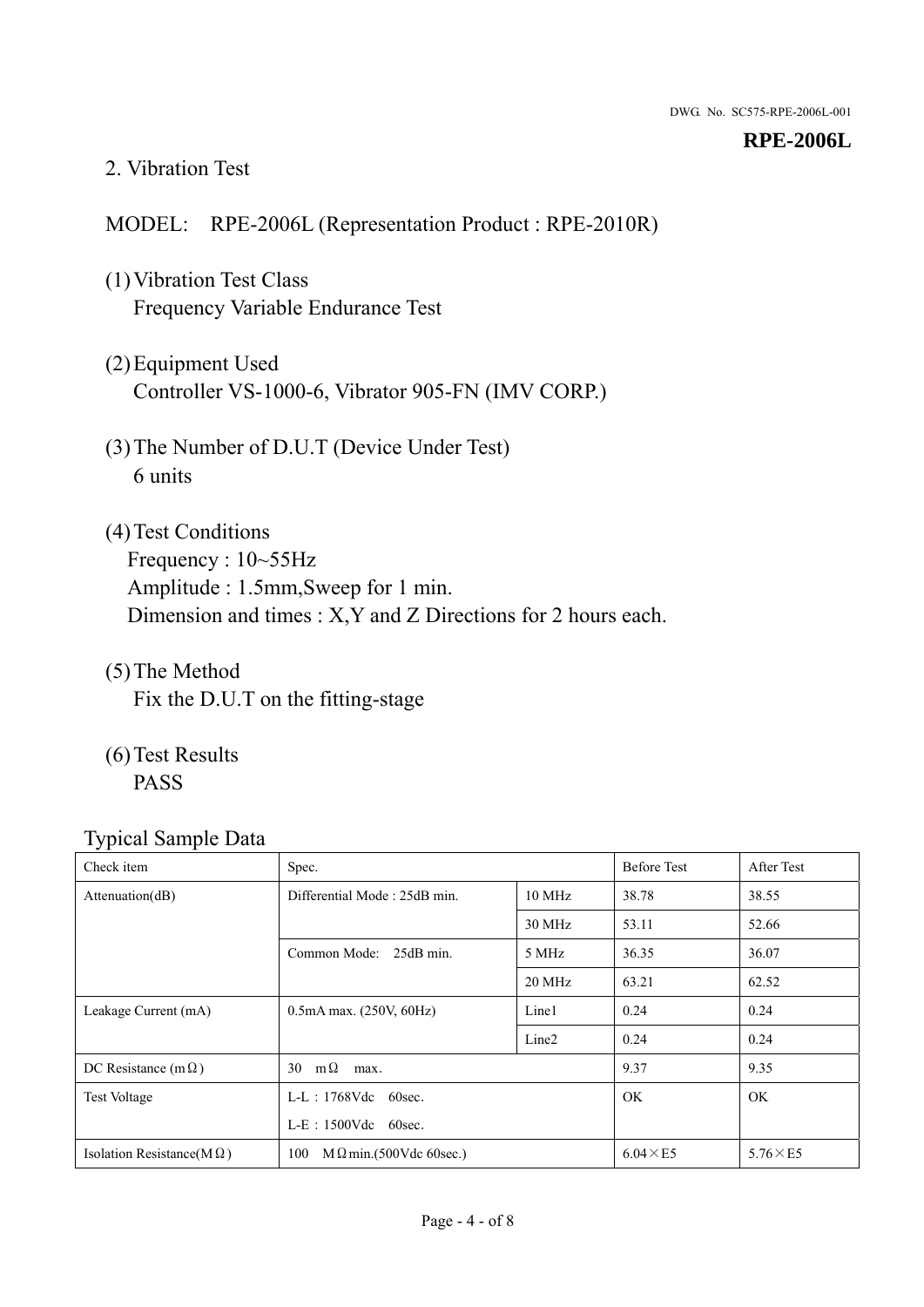## 2. Vibration Test

MODEL: RPE-2006L (Representation Product : RPE-2010R)

(1) Vibration Test Class
Frequency Variable Endurance Test

(2) Equipment Used
Controller VS-1000-6, Vibrator 905-FN (IMV CORP.)

(3) The Number of D.U.T (Device Under Test)
6 units

(4) Test Conditions
Frequency : 10~55Hz
Amplitude : 1.5mm,Sweep for 1 min.
Dimension and times : X,Y and Z Directions for 2 hours each.

(5) The Method
Fix the D.U.T on the fitting-stage

(6) Test Results
PASS

Typical Sample Data

| Check item | Spec. | | Before Test | After Test |
|---|---|---|---|---|
| Attenuation(dB) | Differential Mode : 25dB min. | 10 MHz | 38.78 | 38.55 |
| | | 30 MHz | 53.11 | 52.66 |
| | Common Mode: 25dB min. | 5 MHz | 36.35 | 36.07 |
| | | 20 MHz | 63.21 | 62.52 |
| Leakage Current (mA) | 0.5mA max. (250V, 60Hz) | Line1 | 0.24 | 0.24 |
| | | Line2 | 0.24 | 0.24 |
| DC Resistance (mΩ) | 30 mΩ max. | | 9.37 | 9.35 |
| Test Voltage | L-L : 1768Vdc 60sec.<br>L-E : 1500Vdc 60sec. | | OK | OK |
| Isolation Resistance(MΩ) | 100 MΩmin.(500Vdc 60sec.) | | 6.04×E5 | 5.76×E5 |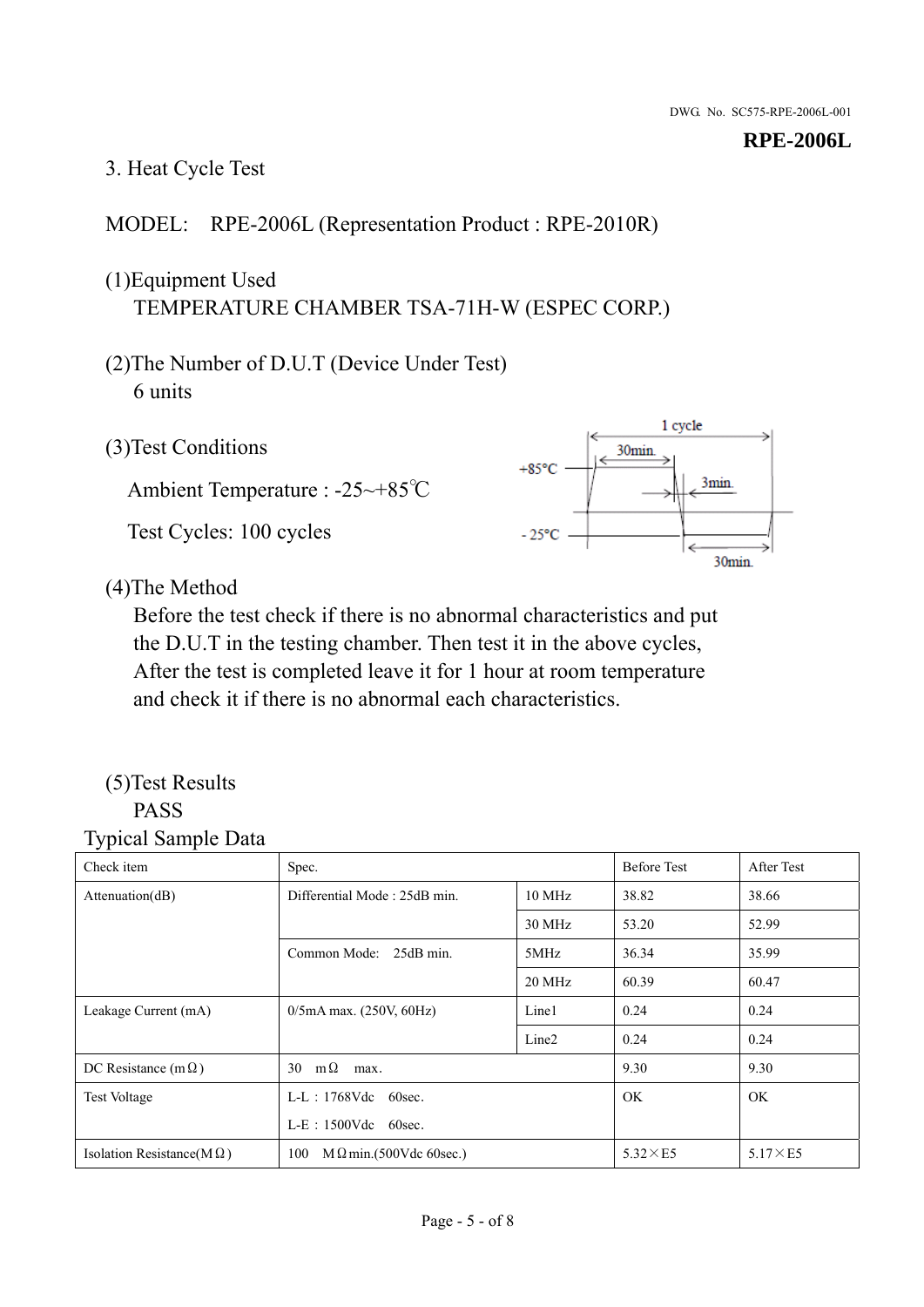DWG. No. SC575-RPE-2006L-001

**RPE-2006L**

3. Heat Cycle Test

MODEL: RPE-2006L (Representation Product : RPE-2010R)

(1)Equipment Used
TEMPERATURE CHAMBER TSA-71H-W (ESPEC CORP.)

(2)The Number of D.U.T (Device Under Test)
6 units

(3)Test Conditions

Ambient Temperature : -25~+85℃

Test Cycles: 100 cycles

1 cycle
30min.
+85°C
3min.
- 25°C
30min.

(4)The Method
Before the test check if there is no abnormal characteristics and put the D.U.T in the testing chamber. Then test it in the above cycles, After the test is completed leave it for 1 hour at room temperature and check it if there is no abnormal each characteristics.

(5)Test Results
PASS

Typical Sample Data

| Check item | Spec. | | Before Test | After Test |
|---|---|---|---|---|
| Attenuation(dB) | Differential Mode : 25dB min. | 10 MHz | 38.82 | 38.66 |
| | | 30 MHz | 53.20 | 52.99 |
| | Common Mode: 25dB min. | 5MHz | 36.34 | 35.99 |
| | | 20 MHz | 60.39 | 60.47 |
| Leakage Current (mA) | 0/5mA max. (250V, 60Hz) | Line1 | 0.24 | 0.24 |
| | | Line2 | 0.24 | 0.24 |
| DC Resistance (mΩ) | 30 mΩ max. | | 9.30 | 9.30 |
| Test Voltage | L-L : 1768Vdc 60sec.<br>L-E : 1500Vdc 60sec. | | OK | OK |
| Isolation Resistance(MΩ) | 100 MΩmin.(500Vdc 60sec.) | | 5.32×E5 | 5.17×E5 |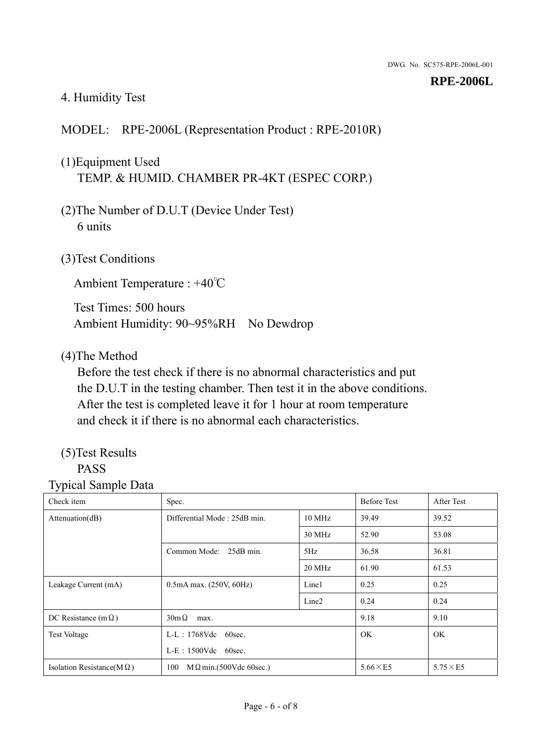## 4. Humidity Test

MODEL: RPE-2006L (Representation Product : RPE-2010R)

(1)Equipment Used
TEMP. & HUMID. CHAMBER PR-4KT (ESPEC CORP.)

(2)The Number of D.U.T (Device Under Test)
6 units

(3)Test Conditions

Ambient Temperature : +40℃

Test Times: 500 hours
Ambient Humidity: 90~95%RH No Dewdrop

(4)The Method
Before the test check if there is no abnormal characteristics and put the D.U.T in the testing chamber. Then test it in the above conditions. After the test is completed leave it for 1 hour at room temperature and check it if there is no abnormal each characteristics.

(5)Test Results
PASS

Typical Sample Data

| Check item | Spec. | | Before Test | After Test |
|---|---|---|---|---|
| Attenuation(dB) | Differential Mode : 25dB min. | 10 MHz | 39.49 | 39.52 |
| | | 30 MHz | 52.90 | 53.08 |
| | Common Mode: 25dB min. | 5Hz | 36.58 | 36.81 |
| | | 20 MHz | 61.90 | 61.53 |
| Leakage Current (mA) | 0.5mA max. (250V, 60Hz) | Line1 | 0.25 | 0.25 |
| | | Line2 | 0.24 | 0.24 |
| DC Resistance (mΩ) | 30mΩ max. | | 9.18 | 9.10 |
| Test Voltage | L-L：1768Vdc 60sec.<br>L-E：1500Vdc 60sec. | | OK | OK |
| Isolation Resistance(MΩ) | 100 MΩmin.(500Vdc 60sec.) | | 5.66×E5 | 5.75×E5 |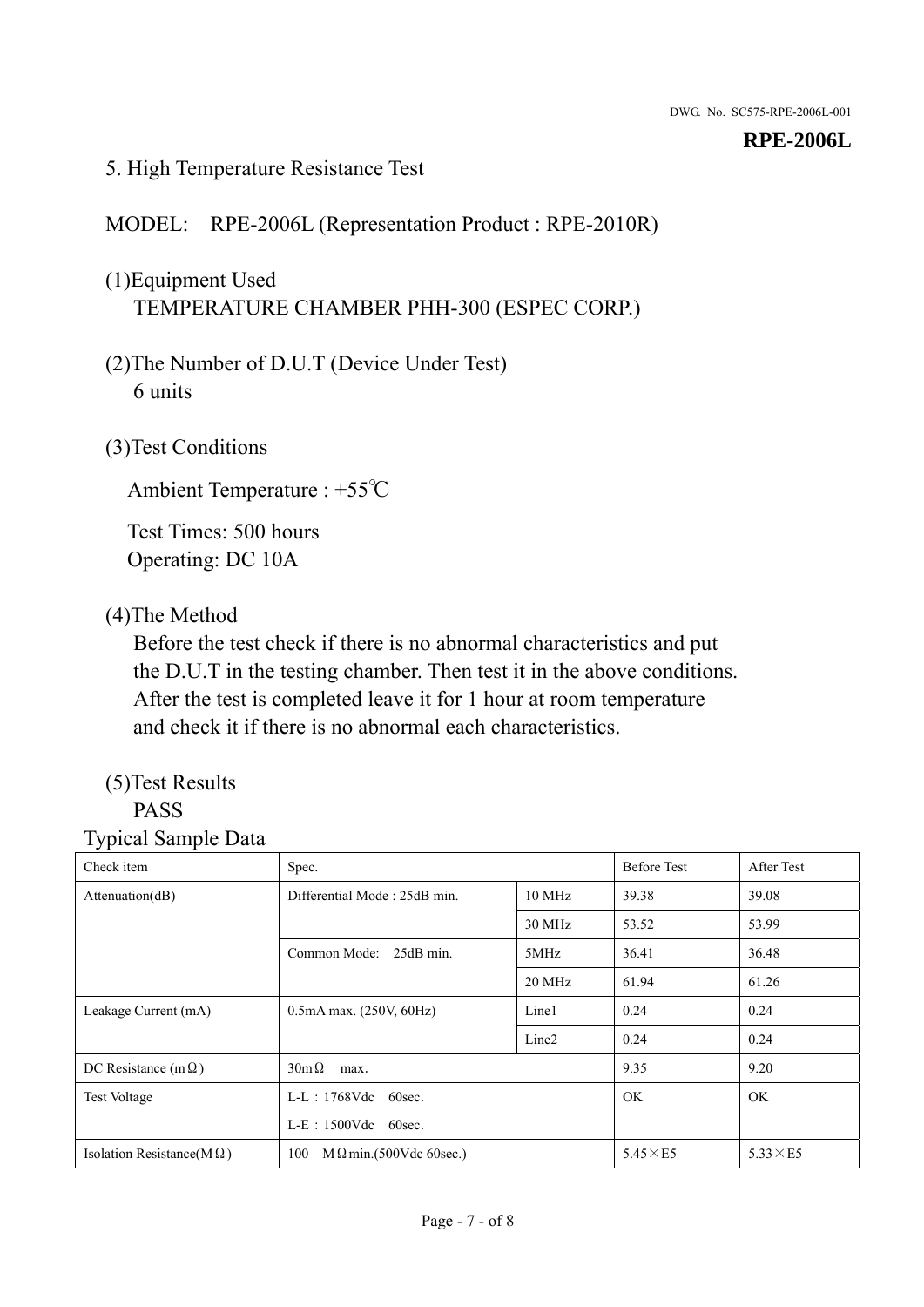## 5. High Temperature Resistance Test

MODEL: RPE-2006L (Representation Product : RPE-2010R)

(1)Equipment Used
TEMPERATURE CHAMBER PHH-300 (ESPEC CORP.)

(2)The Number of D.U.T (Device Under Test)
6 units

(3)Test Conditions

Ambient Temperature : +55℃

Test Times: 500 hours
Operating: DC 10A

(4)The Method
Before the test check if there is no abnormal characteristics and put the D.U.T in the testing chamber. Then test it in the above conditions. After the test is completed leave it for 1 hour at room temperature and check it if there is no abnormal each characteristics.

(5)Test Results
PASS

Typical Sample Data

| Check item | Spec. | | Before Test | After Test |
|---|---|---|---|---|
| Attenuation(dB) | Differential Mode : 25dB min. | 10 MHz | 39.38 | 39.08 |
| | | 30 MHz | 53.52 | 53.99 |
| | Common Mode: 25dB min. | 5MHz | 36.41 | 36.48 |
| | | 20 MHz | 61.94 | 61.26 |
| Leakage Current (mA) | 0.5mA max. (250V, 60Hz) | Line1 | 0.24 | 0.24 |
| | | Line2 | 0.24 | 0.24 |
| DC Resistance (mΩ) | 30mΩ max. | | 9.35 | 9.20 |
| Test Voltage | L-L：1768Vdc 60sec.<br>L-E：1500Vdc 60sec. | | OK | OK |
| Isolation Resistance(MΩ) | 100 MΩmin.(500Vdc 60sec.) | | 5.45×E5 | 5.33×E5 |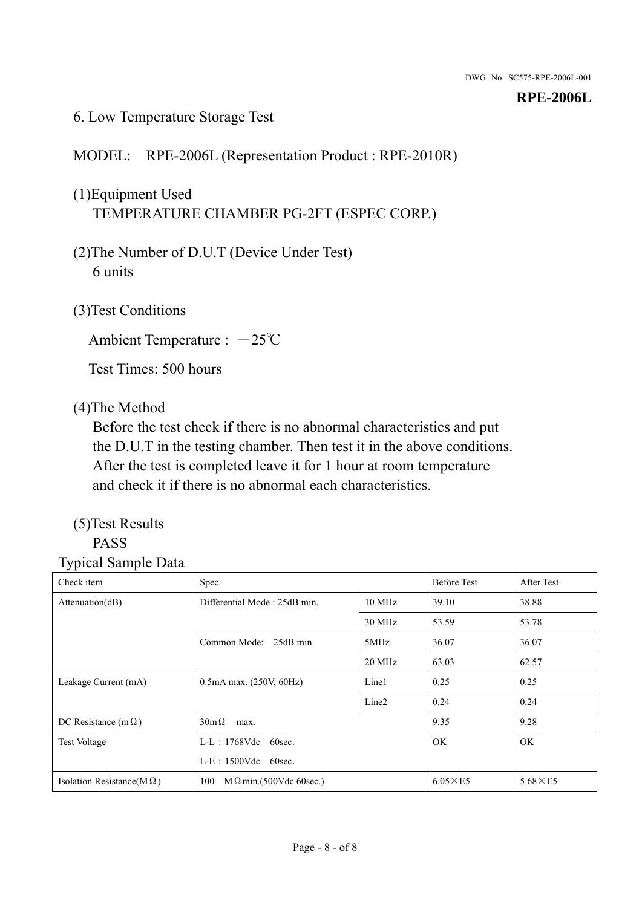## 6. Low Temperature Storage Test

MODEL: RPE-2006L (Representation Product : RPE-2010R)

(1)Equipment Used
TEMPERATURE CHAMBER PG-2FT (ESPEC CORP.)

(2)The Number of D.U.T (Device Under Test)
6 units

(3)Test Conditions

Ambient Temperature : －25℃

Test Times: 500 hours

(4)The Method
Before the test check if there is no abnormal characteristics and put the D.U.T in the testing chamber. Then test it in the above conditions. After the test is completed leave it for 1 hour at room temperature and check it if there is no abnormal each characteristics.

(5)Test Results
PASS

Typical Sample Data

| Check item | Spec. | | Before Test | After Test |
|---|---|---|---|---|
| Attenuation(dB) | Differential Mode : 25dB min. | 10 MHz | 39.10 | 38.88 |
| | | 30 MHz | 53.59 | 53.78 |
| | Common Mode: 25dB min. | 5MHz | 36.07 | 36.07 |
| | | 20 MHz | 63.03 | 62.57 |
| Leakage Current (mA) | 0.5mA max. (250V, 60Hz) | Line1 | 0.25 | 0.25 |
| | | Line2 | 0.24 | 0.24 |
| DC Resistance (mΩ) | 30mΩ max. | | 9.35 | 9.28 |
| Test Voltage | L-L：1768Vdc 60sec.<br>L-E：1500Vdc 60sec. | | OK | OK |
| Isolation Resistance(MΩ) | 100 MΩmin.(500Vdc 60sec.) | | 6.05×E5 | 5.68×E5 |